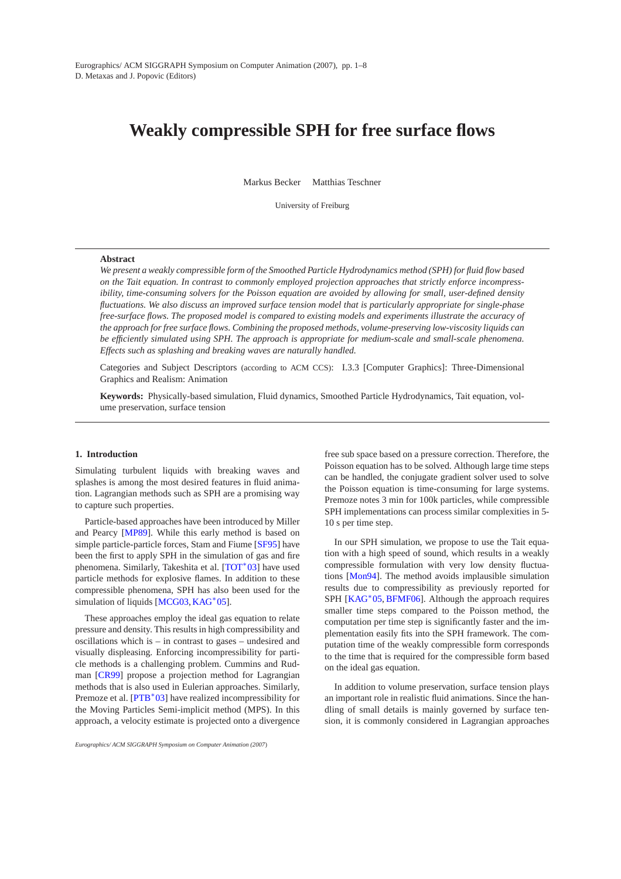# Weakly compressible SPH for free surface flows

Markus Becker Matthias Teschner

University of Freiburg

## Abstract

*We present a weakly compressible form of the Smoothed Particle Hydrodynamics method (SPH) for fluid flow based on the Tait equation. In contrast to commonly employed projection approaches that strictly enforce incompressibility, time-consuming solvers for the Poisson equation are avoided by allowing for small, user-defined density fluctuations. We also discuss an improved surface tension model that is particularly appropriate for single-phase free-surface flows. The proposed model is compared to existing models and experiments illustrate the accuracy of the approach for free surface flows. Combining the proposed methods, volume-preserving low-viscosity liquids can be efficiently simulated using SPH. The approach is appropriate for medium-scale and small-scale phenomena. Effects such as splashing and breaking waves are naturally handled.*

Categories and Subject Descriptors (according to ACM CCS): I.3.3 [Computer Graphics]: Three-Dimensional Graphics and Realism: Animation

**Keywords:** Physically-based simulation, Fluid dynamics, Smoothed Particle Hydrodynamics, Tait equation, volume preservation, surface tension

## 1. Introduction

Simulating turbulent liquids with breaking waves and splashes is among the most desired features in fluid animation. Lagrangian methods such as SPH are a promising way to capture such properties.

Particle-based approaches have been introduced by Miller and Pearcy [MP89]. While this early method is based on simple particle-particle forces, Stam and Fiume [SF95] have been the first to apply SPH in the simulation of gas and fire phenomena. Similarly, Takeshita et al. [TOT*03] have used particle methods for explosive flames. In addition to these compressible phenomena, SPH has also been used for the simulation of liquids [MCG03, KAG*05].

These approaches employ the ideal gas equation to relate pressure and density. This results in high compressibility and oscillations which is – in contrast to gases – undesired and visually displeasing. Enforcing incompressibility for particle methods is a challenging problem. Cummins and Rudman [CR99] propose a projection method for Lagrangian methods that is also used in Eulerian approaches. Similarly, Premoze et al. [PTB*03] have realized incompressibility for the Moving Particles Semi-implicit method (MPS). In this approach, a velocity estimate is projected onto a divergence free sub space based on a pressure correction. Therefore, the Poisson equation has to be solved. Although large time steps can be handled, the conjugate gradient solver used to solve the Poisson equation is time-consuming for large systems. Premoze notes 3 min for 100k particles, while compressible SPH implementations can process similar complexities in 5-10 s per time step.

In our SPH simulation, we propose to use the Tait equation with a high speed of sound, which results in a weakly compressible formulation with very low density fluctuations [Mon94]. The method avoids implausible simulation results due to compressibility as previously reported for SPH [KAG*05, BFMF06]. Although the approach requires smaller time steps compared to the Poisson method, the computation per time step is significantly faster and the implementation easily fits into the SPH framework. The computation time of the weakly compressible form corresponds to the time that is required for the compressible form based on the ideal gas equation.

In addition to volume preservation, surface tension plays an important role in realistic fluid animations. Since the handling of small details is mainly governed by surface tension, it is commonly considered in Lagrangian approaches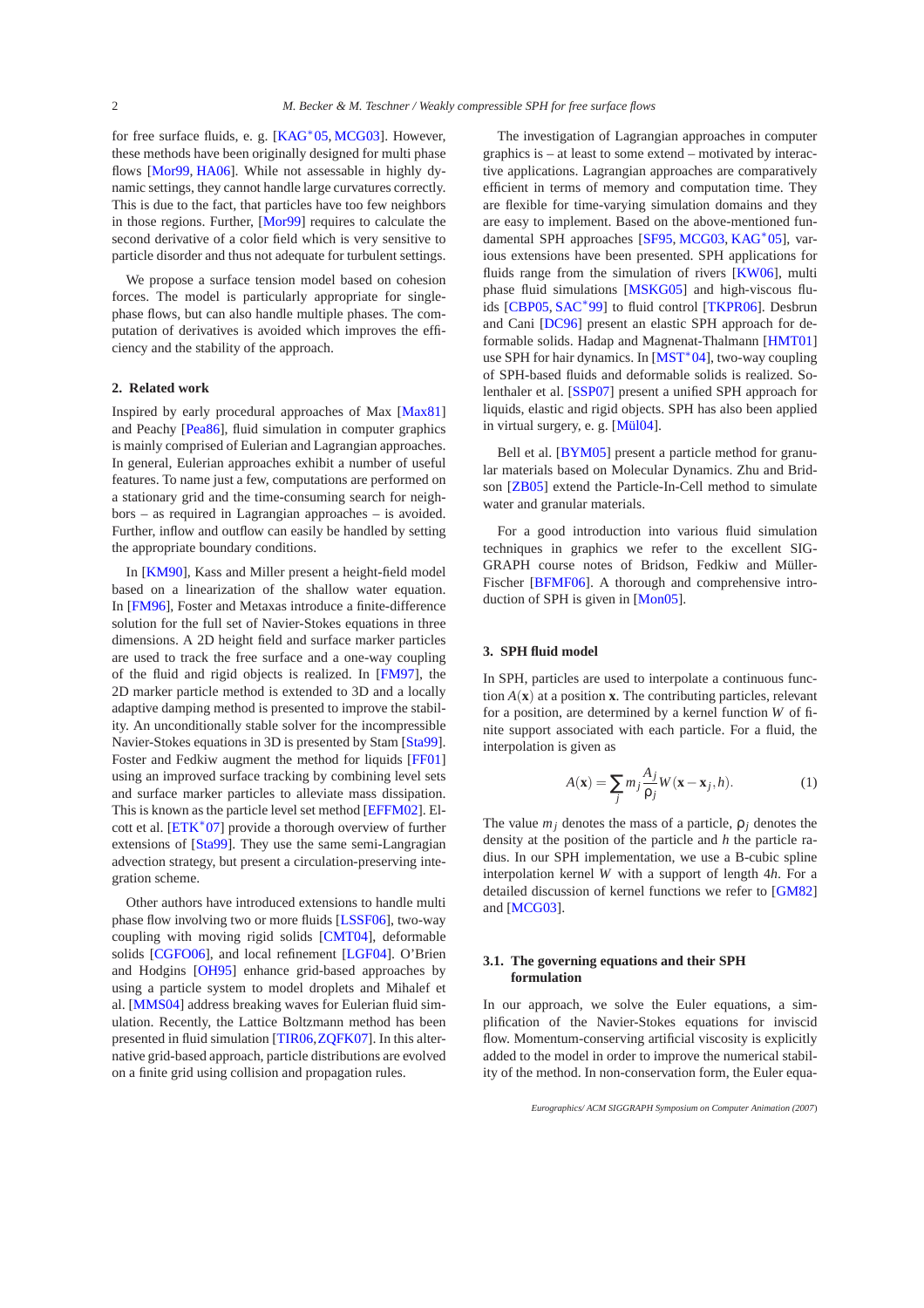for free surface fluids, e. g. [KAG*05, MCG03]. However, these methods have been originally designed for multi phase flows [Mor99, HA06]. While not assessable in highly dynamic settings, they cannot handle large curvatures correctly. This is due to the fact, that particles have too few neighbors in those regions. Further, [Mor99] requires to calculate the second derivative of a color field which is very sensitive to particle disorder and thus not adequate for turbulent settings.

We propose a surface tension model based on cohesion forces. The model is particularly appropriate for single-phase flows, but can also handle multiple phases. The computation of derivatives is avoided which improves the efficiency and the stability of the approach.

## 2. Related work

Inspired by early procedural approaches of Max [Max81] and Peachy [Pea86], fluid simulation in computer graphics is mainly comprised of Eulerian and Lagrangian approaches. In general, Eulerian approaches exhibit a number of useful features. To name just a few, computations are performed on a stationary grid and the time-consuming search for neighbors – as required in Lagrangian approaches – is avoided. Further, inflow and outflow can easily be handled by setting the appropriate boundary conditions.

In [KM90], Kass and Miller present a height-field model based on a linearization of the shallow water equation. In [FM96], Foster and Metaxas introduce a finite-difference solution for the full set of Navier-Stokes equations in three dimensions. A 2D height field and surface marker particles are used to track the free surface and a one-way coupling of the fluid and rigid objects is realized. In [FM97], the 2D marker particle method is extended to 3D and a locally adaptive damping method is presented to improve the stability. An unconditionally stable solver for the incompressible Navier-Stokes equations in 3D is presented by Stam [Sta99]. Foster and Fedkiw augment the method for liquids [FF01] using an improved surface tracking by combining level sets and surface marker particles to alleviate mass dissipation. This is known as the particle level set method [EFFM02]. Elcott et al. [ETK*07] provide a thorough overview of further extensions of [Sta99]. They use the same semi-Langragian advection strategy, but present a circulation-preserving integration scheme.

Other authors have introduced extensions to handle multi phase flow involving two or more fluids [LSSF06], two-way coupling with moving rigid solids [CMT04], deformable solids [CGFO06], and local refinement [LGF04]. O'Brien and Hodgins [OH95] enhance grid-based approaches by using a particle system to model droplets and Mihalef et al. [MMS04] address breaking waves for Eulerian fluid simulation. Recently, the Lattice Boltzmann method has been presented in fluid simulation [TIR06, ZQFK07]. In this alternative grid-based approach, particle distributions are evolved on a finite grid using collision and propagation rules.

The investigation of Lagrangian approaches in computer graphics is – at least to some extend – motivated by interactive applications. Lagrangian approaches are comparatively efficient in terms of memory and computation time. They are flexible for time-varying simulation domains and they are easy to implement. Based on the above-mentioned fundamental SPH approaches [SF95, MCG03, KAG*05], various extensions have been presented. SPH applications for fluids range from the simulation of rivers [KW06], multi phase fluid simulations [MSKG05] and high-viscous fluids [CBP05, SAC*99] to fluid control [TKPR06]. Desbrun and Cani [DC96] present an elastic SPH approach for deformable solids. Hadap and Magnenat-Thalmann [HMT01] use SPH for hair dynamics. In [MST*04], two-way coupling of SPH-based fluids and deformable solids is realized. Solenthaler et al. [SSP07] present a unified SPH approach for liquids, elastic and rigid objects. SPH has also been applied in virtual surgery, e. g. [Mül04].

Bell et al. [BYM05] present a particle method for granular materials based on Molecular Dynamics. Zhu and Bridson [ZB05] extend the Particle-In-Cell method to simulate water and granular materials.

For a good introduction into various fluid simulation techniques in graphics we refer to the excellent SIGGRAPH course notes of Bridson, Fedkiw and Müller-Fischer [BFMF06]. A thorough and comprehensive introduction of SPH is given in [Mon05].

## 3. SPH fluid model

In SPH, particles are used to interpolate a continuous function $A(\mathbf{x})$ at a position $\mathbf{x}$. The contributing particles, relevant for a position, are determined by a kernel function $W$ of finite support associated with each particle. For a fluid, the interpolation is given as

$$A(\mathbf{x}) = \sum_j m_j \frac{A_j}{\rho_j} W(\mathbf{x} - \mathbf{x}_j, h). \tag{1}$$

The value $m_j$ denotes the mass of a particle, $\rho_j$ denotes the density at the position of the particle and $h$ the particle radius. In our SPH implementation, we use a B-cubic spline interpolation kernel $W$ with a support of length $4h$. For a detailed discussion of kernel functions we refer to [GM82] and [MCG03].

### 3.1. The governing equations and their SPH formulation

In our approach, we solve the Euler equations, a simplification of the Navier-Stokes equations for inviscid flow. Momentum-conserving artificial viscosity is explicitly added to the model in order to improve the numerical stability of the method. In non-conservation form, the Euler equa-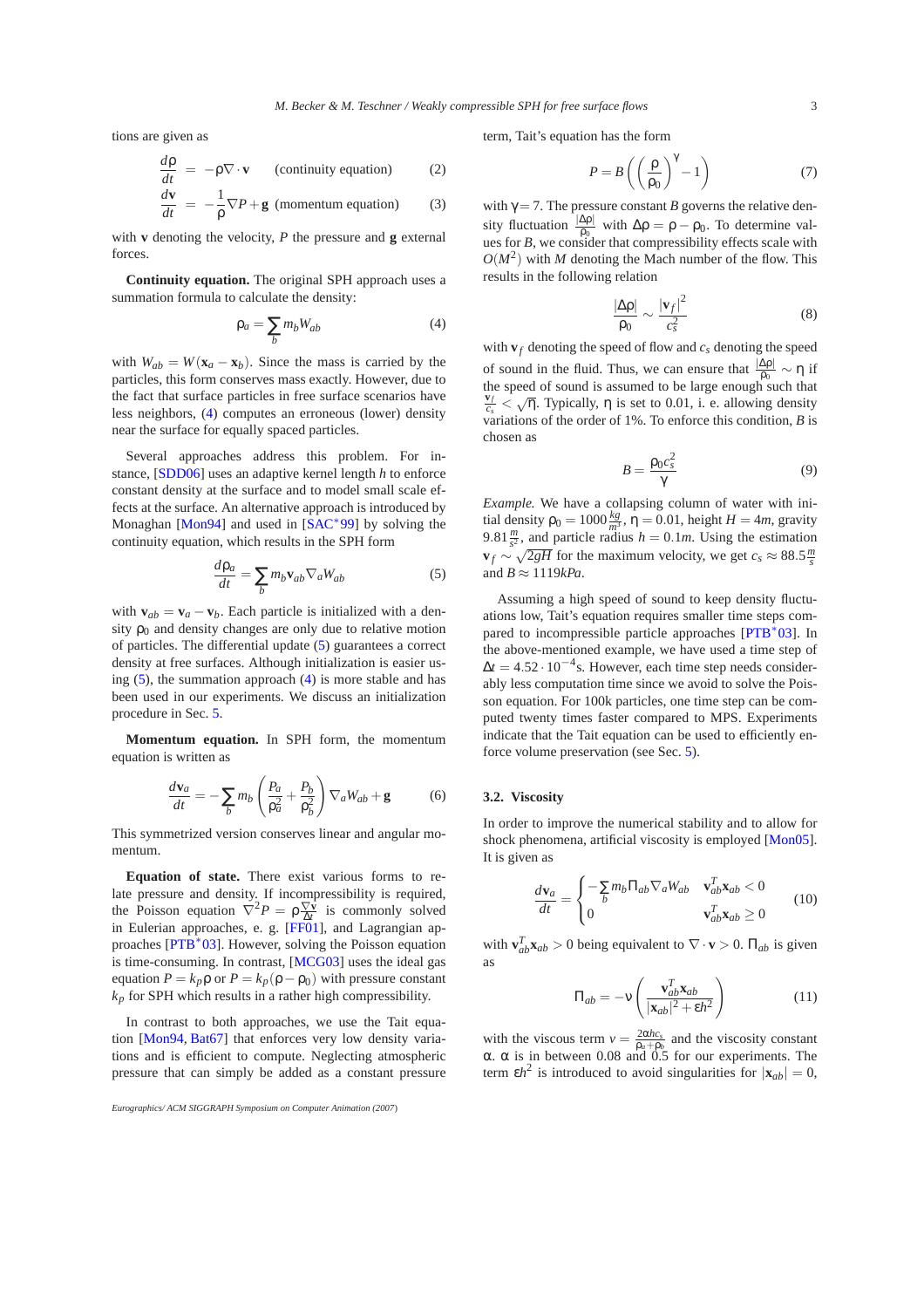tions are given as

$$\frac{d\rho}{dt} = -\rho\nabla\cdot\mathbf{v} \quad \text{(continuity equation)} \tag{2}$$

$$\frac{d\mathbf{v}}{dt} = -\frac{1}{\rho}\nabla P + \mathbf{g} \quad \text{(momentum equation)} \tag{3}$$

with $\mathbf{v}$ denoting the velocity, $P$ the pressure and $\mathbf{g}$ external forces.

**Continuity equation.** The original SPH approach uses a summation formula to calculate the density:

$$\rho_a = \sum_b m_b W_{ab} \tag{4}$$

with $W_{ab} = W(\mathbf{x}_a - \mathbf{x}_b)$. Since the mass is carried by the particles, this form conserves mass exactly. However, due to the fact that surface particles in free surface scenarios have less neighbors, (4) computes an erroneous (lower) density near the surface for equally spaced particles.

Several approaches address this problem. For instance, [SDD06] uses an adaptive kernel length $h$ to enforce constant density at the surface and to model small scale effects at the surface. An alternative approach is introduced by Monaghan [Mon94] and used in [SAC*99] by solving the continuity equation, which results in the SPH form

$$\frac{d\rho_a}{dt} = \sum_b m_b \mathbf{v}_{ab}\nabla_a W_{ab} \tag{5}$$

with $\mathbf{v}_{ab} = \mathbf{v}_a - \mathbf{v}_b$. Each particle is initialized with a density $\rho_0$ and density changes are only due to relative motion of particles. The differential update (5) guarantees a correct density at free surfaces. Although initialization is easier using (5), the summation approach (4) is more stable and has been used in our experiments. We discuss an initialization procedure in Sec. 5.

**Momentum equation.** In SPH form, the momentum equation is written as

$$\frac{d\mathbf{v}_a}{dt} = -\sum_b m_b \left(\frac{P_a}{\rho_a^2} + \frac{P_b}{\rho_b^2}\right)\nabla_a W_{ab} + \mathbf{g} \tag{6}$$

This symmetrized version conserves linear and angular momentum.

**Equation of state.** There exist various forms to relate pressure and density. If incompressibility is required, the Poisson equation $\nabla^2 P = \rho\frac{\nabla\mathbf{v}}{\Delta t}$ is commonly solved in Eulerian approaches, e. g. [FF01], and Lagrangian approaches [PTB*03]. However, solving the Poisson equation is time-consuming. In contrast, [MCG03] uses the ideal gas equation $P = k_p\rho$ or $P = k_p(\rho - \rho_0)$ with pressure constant $k_p$ for SPH which results in a rather high compressibility.

In contrast to both approaches, we use the Tait equation [Mon94, Bat67] that enforces very low density variations and is efficient to compute. Neglecting atmospheric pressure that can simply be added as a constant pressure term, Tait's equation has the form

$$P = B\left(\left(\frac{\rho}{\rho_0}\right)^\gamma - 1\right) \tag{7}$$

with $\gamma = 7$. The pressure constant $B$ governs the relative density fluctuation $\frac{|\Delta\rho|}{\rho_0}$ with $\Delta\rho = \rho - \rho_0$. To determine values for $B$, we consider that compressibility effects scale with $O(M^2)$ with $M$ denoting the Mach number of the flow. This results in the following relation

$$\frac{|\Delta\rho|}{\rho_0} \sim \frac{|\mathbf{v}_f|^2}{c_s^2} \tag{8}$$

with $\mathbf{v}_f$ denoting the speed of flow and $c_s$ denoting the speed of sound in the fluid. Thus, we can ensure that $\frac{|\Delta\rho|}{\rho_0} \sim \eta$ if the speed of sound is assumed to be large enough such that $\frac{\mathbf{v}_f}{c_s} < \sqrt{\eta}$. Typically, $\eta$ is set to 0.01, i. e. allowing density variations of the order of 1%. To enforce this condition, $B$ is chosen as

$$B = \frac{\rho_0 c_s^2}{\gamma} \tag{9}$$

*Example.* We have a collapsing column of water with initial density $\rho_0 = 1000\frac{kg}{m^3}$, $\eta = 0.01$, height $H = 4m$, gravity $9.81\frac{m}{s^2}$, and particle radius $h = 0.1m$. Using the estimation $\mathbf{v}_f \sim \sqrt{2gH}$ for the maximum velocity, we get $c_s \approx 88.5\frac{m}{s}$ and $B \approx 1119kPa$.

Assuming a high speed of sound to keep density fluctuations low, Tait's equation requires smaller time steps compared to incompressible particle approaches [PTB*03]. In the above-mentioned example, we have used a time step of $\Delta t = 4.52\cdot 10^{-4}$s. However, each time step needs considerably less computation time since we avoid to solve the Poisson equation. For 100k particles, one time step can be computed twenty times faster compared to MPS. Experiments indicate that the Tait equation can be used to efficiently enforce volume preservation (see Sec. 5).

### 3.2. Viscosity

In order to improve the numerical stability and to allow for shock phenomena, artificial viscosity is employed [Mon05]. It is given as

$$\frac{d\mathbf{v}_a}{dt} = \begin{cases} -\sum_b m_b \Pi_{ab}\nabla_a W_{ab} & \mathbf{v}_{ab}^T\mathbf{x}_{ab} < 0 \\ 0 & \mathbf{v}_{ab}^T\mathbf{x}_{ab} \geq 0 \end{cases} \tag{10}$$

with $\mathbf{v}_{ab}^T\mathbf{x}_{ab} > 0$ being equivalent to $\nabla\cdot\mathbf{v} > 0$. $\Pi_{ab}$ is given as

$$\Pi_{ab} = -\nu\left(\frac{\mathbf{v}_{ab}^T\mathbf{x}_{ab}}{|\mathbf{x}_{ab}|^2 + \varepsilon h^2}\right) \tag{11}$$

with the viscous term $\nu = \frac{2\alpha h c_s}{\rho_a + \rho_b}$ and the viscosity constant $\alpha$. $\alpha$ is in between 0.08 and 0.5 for our experiments. The term $\varepsilon h^2$ is introduced to avoid singularities for $|\mathbf{x}_{ab}| = 0$,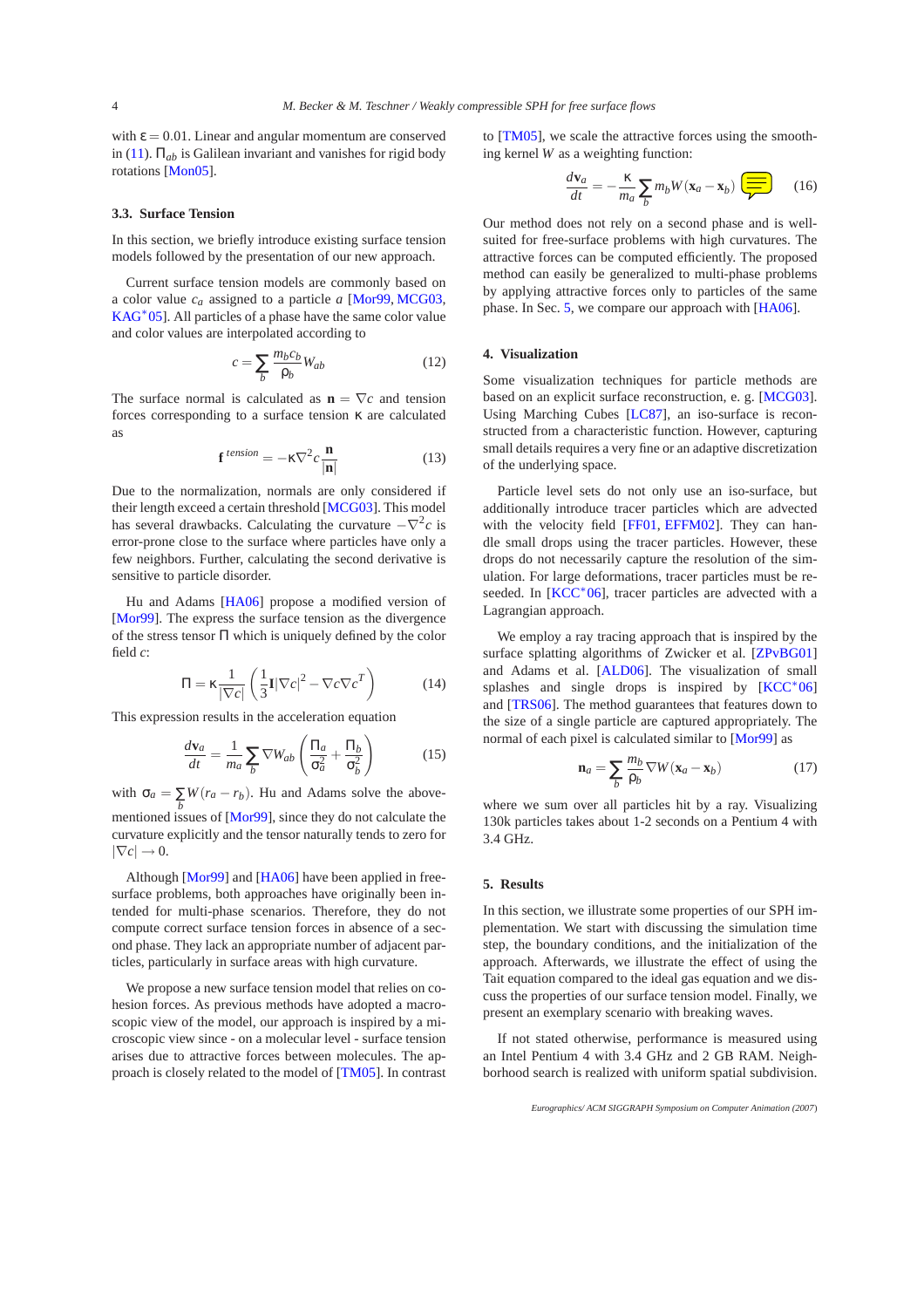with $\varepsilon = 0.01$. Linear and angular momentum are conserved in (11). $\Pi_{ab}$ is Galilean invariant and vanishes for rigid body rotations [Mon05].

### 3.3. Surface Tension

In this section, we briefly introduce existing surface tension models followed by the presentation of our new approach.

Current surface tension models are commonly based on a color value $c_a$ assigned to a particle $a$ [Mor99, MCG03, KAG*05]. All particles of a phase have the same color value and color values are interpolated according to

$$c = \sum_b \frac{m_b c_b}{\rho_b} W_{ab} \tag{12}$$

The surface normal is calculated as $\mathbf{n} = \nabla c$ and tension forces corresponding to a surface tension $\kappa$ are calculated as

$$\mathbf{f}^{\,tension} = -\kappa \nabla^2 c \frac{\mathbf{n}}{|\mathbf{n}|} \tag{13}$$

Due to the normalization, normals are only considered if their length exceed a certain threshold [MCG03]. This model has several drawbacks. Calculating the curvature $-\nabla^2 c$ is error-prone close to the surface where particles have only a few neighbors. Further, calculating the second derivative is sensitive to particle disorder.

Hu and Adams [HA06] propose a modified version of [Mor99]. The express the surface tension as the divergence of the stress tensor $\Pi$ which is uniquely defined by the color field $c$:

$$\Pi = \kappa \frac{1}{|\nabla c|} \left( \frac{1}{3} \mathbf{I} |\nabla c|^2 - \nabla c \nabla c^T \right) \tag{14}$$

This expression results in the acceleration equation

$$\frac{d\mathbf{v}_a}{dt} = \frac{1}{m_a} \sum_b \nabla W_{ab} \left( \frac{\Pi_a}{\sigma_a^2} + \frac{\Pi_b}{\sigma_b^2} \right) \tag{15}$$

with $\sigma_a = \sum_b W(r_a - r_b)$. Hu and Adams solve the above-mentioned issues of [Mor99], since they do not calculate the curvature explicitly and the tensor naturally tends to zero for $|\nabla c| \to 0$.

Although [Mor99] and [HA06] have been applied in free-surface problems, both approaches have originally been intended for multi-phase scenarios. Therefore, they do not compute correct surface tension forces in absence of a second phase. They lack an appropriate number of adjacent particles, particularly in surface areas with high curvature.

We propose a new surface tension model that relies on cohesion forces. As previous methods have adopted a macroscopic view of the model, our approach is inspired by a microscopic view since - on a molecular level - surface tension arises due to attractive forces between molecules. The approach is closely related to the model of [TM05]. In contrast to [TM05], we scale the attractive forces using the smoothing kernel $W$ as a weighting function:

$$\frac{d\mathbf{v}_a}{dt} = -\frac{\kappa}{m_a} \sum_b m_b W(\mathbf{x}_a - \mathbf{x}_b) \tag{16}$$

Our method does not rely on a second phase and is well-suited for free-surface problems with high curvatures. The attractive forces can be computed efficiently. The proposed method can easily be generalized to multi-phase problems by applying attractive forces only to particles of the same phase. In Sec. 5, we compare our approach with [HA06].

## 4. Visualization

Some visualization techniques for particle methods are based on an explicit surface reconstruction, e. g. [MCG03]. Using Marching Cubes [LC87], an iso-surface is reconstructed from a characteristic function. However, capturing small details requires a very fine or an adaptive discretization of the underlying space.

Particle level sets do not only use an iso-surface, but additionally introduce tracer particles which are advected with the velocity field [FF01, EFFM02]. They can handle small drops using the tracer particles. However, these drops do not necessarily capture the resolution of the simulation. For large deformations, tracer particles must be reseeded. In [KCC*06], tracer particles are advected with a Lagrangian approach.

We employ a ray tracing approach that is inspired by the surface splatting algorithms of Zwicker et al. [ZPvBG01] and Adams et al. [ALD06]. The visualization of small splashes and single drops is inspired by [KCC*06] and [TRS06]. The method guarantees that features down to the size of a single particle are captured appropriately. The normal of each pixel is calculated similar to [Mor99] as

$$\mathbf{n}_a = \sum_b \frac{m_b}{\rho_b} \nabla W(\mathbf{x}_a - \mathbf{x}_b) \tag{17}$$

where we sum over all particles hit by a ray. Visualizing 130k particles takes about 1-2 seconds on a Pentium 4 with 3.4 GHz.

## 5. Results

In this section, we illustrate some properties of our SPH implementation. We start with discussing the simulation time step, the boundary conditions, and the initialization of the approach. Afterwards, we illustrate the effect of using the Tait equation compared to the ideal gas equation and we discuss the properties of our surface tension model. Finally, we present an exemplary scenario with breaking waves.

If not stated otherwise, performance is measured using an Intel Pentium 4 with 3.4 GHz and 2 GB RAM. Neighborhood search is realized with uniform spatial subdivision.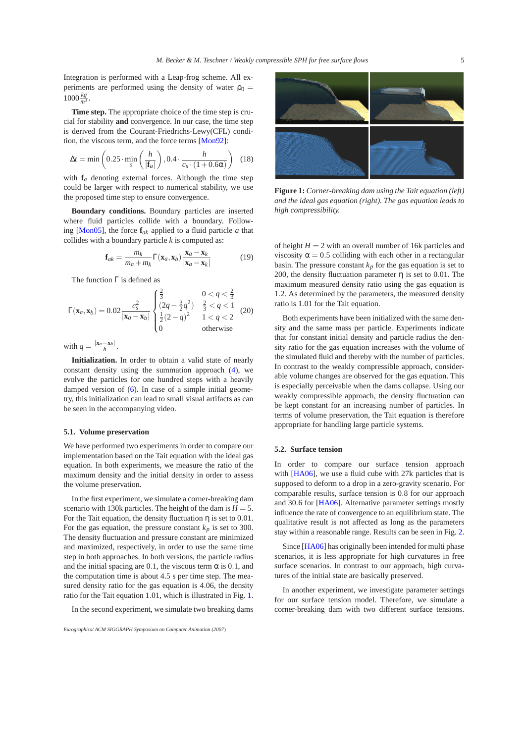Integration is performed with a Leap-frog scheme. All experiments are performed using the density of water $\rho_0 = 1000 \frac{kg}{m^3}$.

**Time step.** The appropriate choice of the time step is crucial for stability **and** convergence. In our case, the time step is derived from the Courant-Friedrichs-Lewy(CFL) condition, the viscous term, and the force terms [Mon92]:

$$\Delta t = \min\left(0.25 \cdot \min_a \left(\frac{h}{|\mathbf{f}_a|}\right), 0.4 \cdot \frac{h}{c_s \cdot (1 + 0.6\alpha)}\right) \quad (18)$$

with $\mathbf{f}_a$ denoting external forces. Although the time step could be larger with respect to numerical stability, we use the proposed time step to ensure convergence.

**Boundary conditions.** Boundary particles are inserted where fluid particles collide with a boundary. Following [Mon05], the force $\mathbf{f}_{ak}$ applied to a fluid particle $a$ that collides with a boundary particle $k$ is computed as:

$$\mathbf{f}_{ak} = \frac{m_k}{m_a + m_k} \Gamma(\mathbf{x}_a, \mathbf{x}_b) \frac{\mathbf{x}_a - \mathbf{x}_k}{|\mathbf{x}_a - \mathbf{x}_k|} \quad (19)$$

The function $\Gamma$ is defined as

$$\Gamma(\mathbf{x}_a, \mathbf{x}_b) = 0.02 \frac{c_s^2}{|\mathbf{x}_a - \mathbf{x}_b|} \begin{cases} \frac{2}{3} & 0 < q < \frac{2}{3} \\ (2q - \frac{3}{2}q^2) & \frac{2}{3} < q < 1 \\ \frac{1}{2}(2-q)^2 & 1 < q < 2 \\ 0 & \text{otherwise} \end{cases} \quad (20)$$

with $q = \frac{|\mathbf{x}_a - \mathbf{x}_b|}{h}$.

**Initialization.** In order to obtain a valid state of nearly constant density using the summation approach (4), we evolve the particles for one hundred steps with a heavily damped version of (6). In case of a simple initial geometry, this initialization can lead to small visual artifacts as can be seen in the accompanying video.

### 5.1. Volume preservation

We have performed two experiments in order to compare our implementation based on the Tait equation with the ideal gas equation. In both experiments, we measure the ratio of the maximum density and the initial density in order to assess the volume preservation.

In the first experiment, we simulate a corner-breaking dam scenario with 130k particles. The height of the dam is $H = 5$. For the Tait equation, the density fluctuation $\eta$ is set to 0.01. For the gas equation, the pressure constant $k_p$ is set to 300. The density fluctuation and pressure constant are minimized and maximized, respectively, in order to use the same time step in both approaches. In both versions, the particle radius and the initial spacing are 0.1, the viscous term $\alpha$ is 0.1, and the computation time is about 4.5 s per time step. The measured density ratio for the gas equation is 4.06, the density ratio for the Tait equation 1.01, which is illustrated in Fig. 1.

In the second experiment, we simulate two breaking dams of height $H = 2$ with an overall number of 16k particles and viscosity $\alpha = 0.5$ colliding with each other in a rectangular basin. The pressure constant $k_p$ for the gas equation is set to 200, the density fluctuation parameter $\eta$ is set to 0.01. The maximum measured density ratio using the gas equation is 1.2. As determined by the parameters, the measured density ratio is 1.01 for the Tait equation.

Both experiments have been initialized with the same density and the same mass per particle. Experiments indicate that for constant initial density and particle radius the density ratio for the gas equation increases with the volume of the simulated fluid and thereby with the number of particles. In contrast to the weakly compressible approach, considerable volume changes are observed for the gas equation. This is especially perceivable when the dams collapse. Using our weakly compressible approach, the density fluctuation can be kept constant for an increasing number of particles. In terms of volume preservation, the Tait equation is therefore appropriate for handling large particle systems.

**Figure 1:** *Corner-breaking dam using the Tait equation (left) and the ideal gas equation (right). The gas equation leads to high compressibility.*

### 5.2. Surface tension

In order to compare our surface tension approach with [HA06], we use a fluid cube with 27k particles that is supposed to deform to a drop in a zero-gravity scenario. For comparable results, surface tension is 0.8 for our approach and 30.6 for [HA06]. Alternative parameter settings mostly influence the rate of convergence to an equilibrium state. The qualitative result is not affected as long as the parameters stay within a reasonable range. Results can be seen in Fig. 2.

Since [HA06] has originally been intended for multi phase scenarios, it is less appropriate for high curvatures in free surface scenarios. In contrast to our approach, high curvatures of the initial state are basically preserved.

In another experiment, we investigate parameter settings for our surface tension model. Therefore, we simulate a corner-breaking dam with two different surface tensions.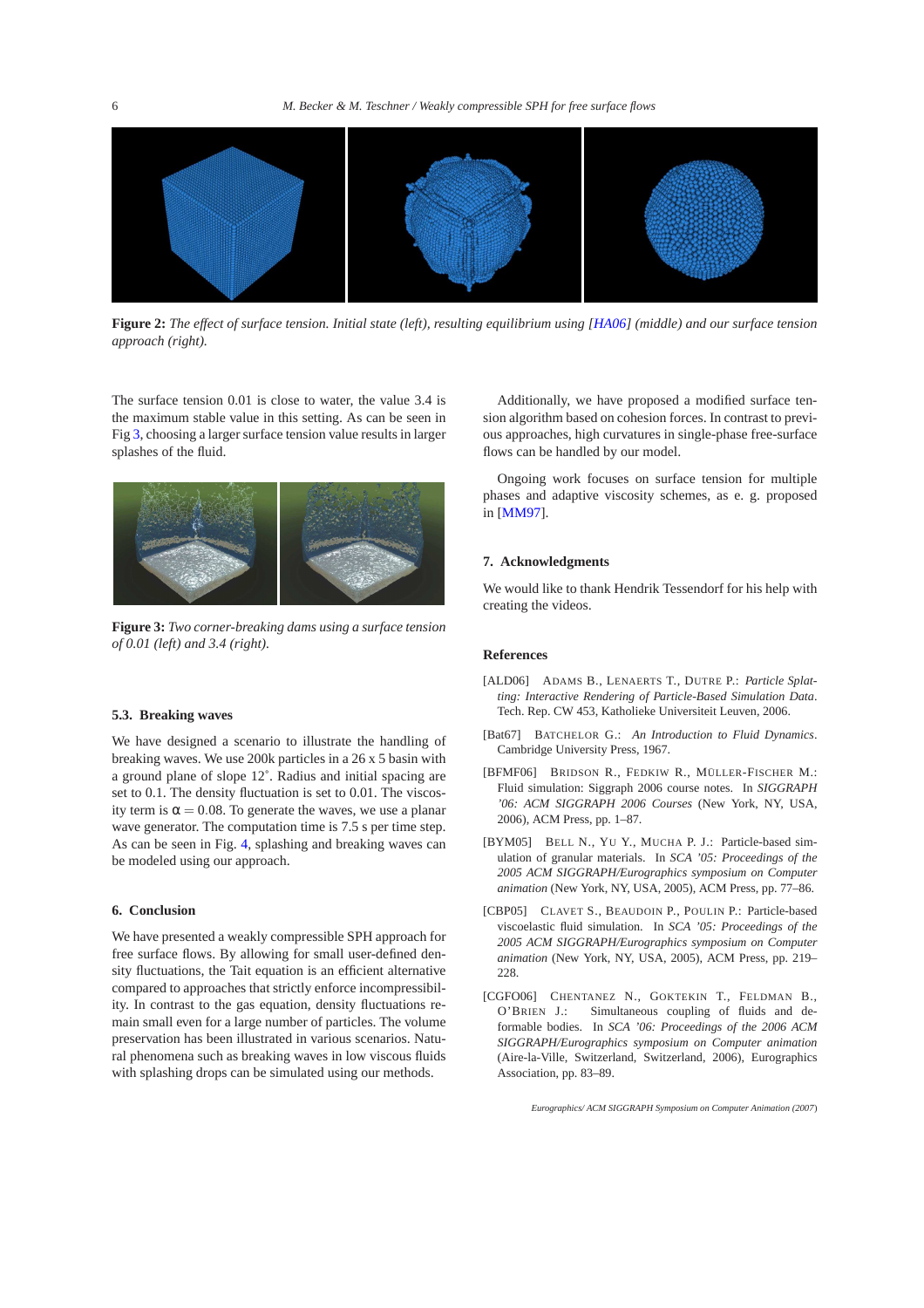**Figure 2:** *The effect of surface tension. Initial state (left), resulting equilibrium using [HA06] (middle) and our surface tension approach (right).*

The surface tension 0.01 is close to water, the value 3.4 is the maximum stable value in this setting. As can be seen in Fig 3, choosing a larger surface tension value results in larger splashes of the fluid.

**Figure 3:** *Two corner-breaking dams using a surface tension of 0.01 (left) and 3.4 (right).*

### 5.3. Breaking waves

We have designed a scenario to illustrate the handling of breaking waves. We use 200k particles in a 26 x 5 basin with a ground plane of slope 12°. Radius and initial spacing are set to 0.1. The density fluctuation is set to 0.01. The viscosity term is $\alpha = 0.08$. To generate the waves, we use a planar wave generator. The computation time is 7.5 s per time step. As can be seen in Fig. 4, splashing and breaking waves can be modeled using our approach.

## 6. Conclusion

We have presented a weakly compressible SPH approach for free surface flows. By allowing for small user-defined density fluctuations, the Tait equation is an efficient alternative compared to approaches that strictly enforce incompressibility. In contrast to the gas equation, density fluctuations remain small even for a large number of particles. The volume preservation has been illustrated in various scenarios. Natural phenomena such as breaking waves in low viscous fluids with splashing drops can be simulated using our methods.

Additionally, we have proposed a modified surface tension algorithm based on cohesion forces. In contrast to previous approaches, high curvatures in single-phase free-surface flows can be handled by our model.

Ongoing work focuses on surface tension for multiple phases and adaptive viscosity schemes, as e. g. proposed in [MM97].

## 7. Acknowledgments

We would like to thank Hendrik Tessendorf for his help with creating the videos.

## References

[ALD06] Adams B., Lenaerts T., Dutre P.: *Particle Splatting: Interactive Rendering of Particle-Based Simulation Data*. Tech. Rep. CW 453, Katholieke Universiteit Leuven, 2006.

[Bat67] Batchelor G.: *An Introduction to Fluid Dynamics*. Cambridge University Press, 1967.

[BFMF06] Bridson R., Fedkiw R., Müller-Fischer M.: Fluid simulation: Siggraph 2006 course notes. In *SIGGRAPH '06: ACM SIGGRAPH 2006 Courses* (New York, NY, USA, 2006), ACM Press, pp. 1–87.

[BYM05] Bell N., Yu Y., Mucha P. J.: Particle-based simulation of granular materials. In *SCA '05: Proceedings of the 2005 ACM SIGGRAPH/Eurographics symposium on Computer animation* (New York, NY, USA, 2005), ACM Press, pp. 77–86.

[CBP05] Clavet S., Beaudoin P., Poulin P.: Particle-based viscoelastic fluid simulation. In *SCA '05: Proceedings of the 2005 ACM SIGGRAPH/Eurographics symposium on Computer animation* (New York, NY, USA, 2005), ACM Press, pp. 219–228.

[CGFO06] Chentanez N., Goktekin T., Feldman B., O'Brien J.: Simultaneous coupling of fluids and deformable bodies. In *SCA '06: Proceedings of the 2006 ACM SIGGRAPH/Eurographics symposium on Computer animation* (Aire-la-Ville, Switzerland, Switzerland, 2006), Eurographics Association, pp. 83–89.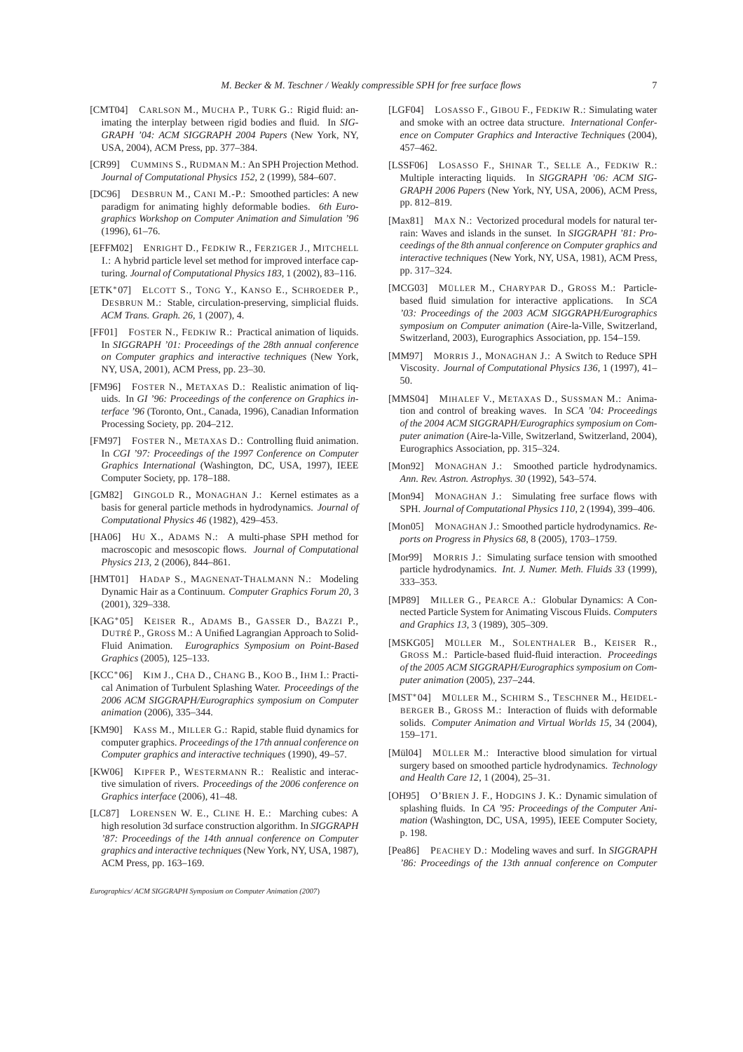[CMT04] CARLSON M., MUCHA P., TURK G.: Rigid fluid: animating the interplay between rigid bodies and fluid. In *SIGGRAPH '04: ACM SIGGRAPH 2004 Papers* (New York, NY, USA, 2004), ACM Press, pp. 377–384.

[CR99] CUMMINS S., RUDMAN M.: An SPH Projection Method. *Journal of Computational Physics 152*, 2 (1999), 584–607.

[DC96] DESBRUN M., CANI M.-P.: Smoothed particles: A new paradigm for animating highly deformable bodies. *6th Eurographics Workshop on Computer Animation and Simulation '96* (1996), 61–76.

[EFFM02] ENRIGHT D., FEDKIW R., FERZIGER J., MITCHELL I.: A hybrid particle level set method for improved interface capturing. *Journal of Computational Physics 183*, 1 (2002), 83–116.

[ETK*07] ELCOTT S., TONG Y., KANSO E., SCHROEDER P., DESBRUN M.: Stable, circulation-preserving, simplicial fluids. *ACM Trans. Graph. 26*, 1 (2007), 4.

[FF01] FOSTER N., FEDKIW R.: Practical animation of liquids. In *SIGGRAPH '01: Proceedings of the 28th annual conference on Computer graphics and interactive techniques* (New York, NY, USA, 2001), ACM Press, pp. 23–30.

[FM96] FOSTER N., METAXAS D.: Realistic animation of liquids. In *GI '96: Proceedings of the conference on Graphics interface '96* (Toronto, Ont., Canada, 1996), Canadian Information Processing Society, pp. 204–212.

[FM97] FOSTER N., METAXAS D.: Controlling fluid animation. In *CGI '97: Proceedings of the 1997 Conference on Computer Graphics International* (Washington, DC, USA, 1997), IEEE Computer Society, pp. 178–188.

[GM82] GINGOLD R., MONAGHAN J.: Kernel estimates as a basis for general particle methods in hydrodynamics. *Journal of Computational Physics 46* (1982), 429–453.

[HA06] HU X., ADAMS N.: A multi-phase SPH method for macroscopic and mesoscopic flows. *Journal of Computational Physics 213*, 2 (2006), 844–861.

[HMT01] HADAP S., MAGNENAT-THALMANN N.: Modeling Dynamic Hair as a Continuum. *Computer Graphics Forum 20*, 3 (2001), 329–338.

[KAG*05] KEISER R., ADAMS B., GASSER D., BAZZI P., DUTRÉ P., GROSS M.: A Unified Lagrangian Approach to Solid-Fluid Animation. *Eurographics Symposium on Point-Based Graphics* (2005), 125–133.

[KCC*06] KIM J., CHA D., CHANG B., KOO B., IHM I.: Practical Animation of Turbulent Splashing Water. *Proceedings of the 2006 ACM SIGGRAPH/Eurographics symposium on Computer animation* (2006), 335–344.

[KM90] KASS M., MILLER G.: Rapid, stable fluid dynamics for computer graphics. *Proceedings of the 17th annual conference on Computer graphics and interactive techniques* (1990), 49–57.

[KW06] KIPFER P., WESTERMANN R.: Realistic and interactive simulation of rivers. *Proceedings of the 2006 conference on Graphics interface* (2006), 41–48.

[LC87] LORENSEN W. E., CLINE H. E.: Marching cubes: A high resolution 3d surface construction algorithm. In *SIGGRAPH '87: Proceedings of the 14th annual conference on Computer graphics and interactive techniques* (New York, NY, USA, 1987), ACM Press, pp. 163–169.

[LGF04] LOSASSO F., GIBOU F., FEDKIW R.: Simulating water and smoke with an octree data structure. *International Conference on Computer Graphics and Interactive Techniques* (2004), 457–462.

[LSSF06] LOSASSO F., SHINAR T., SELLE A., FEDKIW R.: Multiple interacting liquids. In *SIGGRAPH '06: ACM SIGGRAPH 2006 Papers* (New York, NY, USA, 2006), ACM Press, pp. 812–819.

[Max81] MAX N.: Vectorized procedural models for natural terrain: Waves and islands in the sunset. In *SIGGRAPH '81: Proceedings of the 8th annual conference on Computer graphics and interactive techniques* (New York, NY, USA, 1981), ACM Press, pp. 317–324.

[MCG03] MÜLLER M., CHARYPAR D., GROSS M.: Particle-based fluid simulation for interactive applications. In *SCA '03: Proceedings of the 2003 ACM SIGGRAPH/Eurographics symposium on Computer animation* (Aire-la-Ville, Switzerland, Switzerland, 2003), Eurographics Association, pp. 154–159.

[MM97] MORRIS J., MONAGHAN J.: A Switch to Reduce SPH Viscosity. *Journal of Computational Physics 136*, 1 (1997), 41–50.

[MMS04] MIHALEF V., METAXAS D., SUSSMAN M.: Animation and control of breaking waves. In *SCA '04: Proceedings of the 2004 ACM SIGGRAPH/Eurographics symposium on Computer animation* (Aire-la-Ville, Switzerland, Switzerland, 2004), Eurographics Association, pp. 315–324.

[Mon92] MONAGHAN J.: Smoothed particle hydrodynamics. *Ann. Rev. Astron. Astrophys. 30* (1992), 543–574.

[Mon94] MONAGHAN J.: Simulating free surface flows with SPH. *Journal of Computational Physics 110*, 2 (1994), 399–406.

[Mon05] MONAGHAN J.: Smoothed particle hydrodynamics. *Reports on Progress in Physics 68*, 8 (2005), 1703–1759.

[Mor99] MORRIS J.: Simulating surface tension with smoothed particle hydrodynamics. *Int. J. Numer. Meth. Fluids 33* (1999), 333–353.

[MP89] MILLER G., PEARCE A.: Globular Dynamics: A Connected Particle System for Animating Viscous Fluids. *Computers and Graphics 13*, 3 (1989), 305–309.

[MSKG05] MÜLLER M., SOLENTHALER B., KEISER R., GROSS M.: Particle-based fluid-fluid interaction. *Proceedings of the 2005 ACM SIGGRAPH/Eurographics symposium on Computer animation* (2005), 237–244.

[MST*04] MÜLLER M., SCHIRM S., TESCHNER M., HEIDELBERGER B., GROSS M.: Interaction of fluids with deformable solids. *Computer Animation and Virtual Worlds 15*, 34 (2004), 159–171.

[Mül04] MÜLLER M.: Interactive blood simulation for virtual surgery based on smoothed particle hydrodynamics. *Technology and Health Care 12*, 1 (2004), 25–31.

[OH95] O'BRIEN J. F., HODGINS J. K.: Dynamic simulation of splashing fluids. In *CA '95: Proceedings of the Computer Animation* (Washington, DC, USA, 1995), IEEE Computer Society, p. 198.

[Pea86] PEACHEY D.: Modeling waves and surf. In *SIGGRAPH '86: Proceedings of the 13th annual conference on Computer*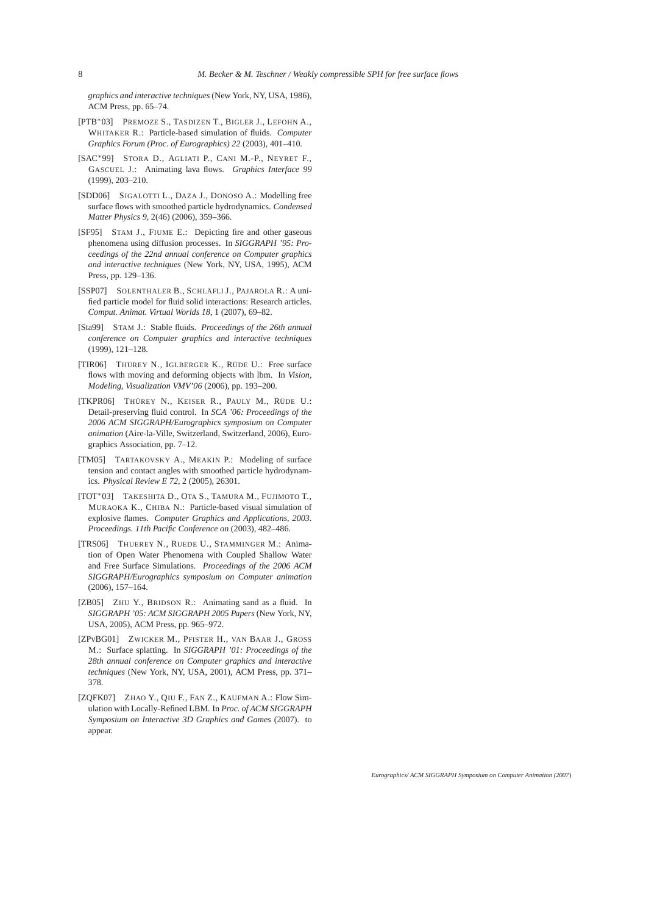*graphics and interactive techniques* (New York, NY, USA, 1986), ACM Press, pp. 65–74.

[PTB*03] PREMOZE S., TASDIZEN T., BIGLER J., LEFOHN A., WHITAKER R.: Particle-based simulation of fluids. *Computer Graphics Forum (Proc. of Eurographics) 22* (2003), 401–410.

[SAC*99] STORA D., AGLIATI P., CANI M.-P., NEYRET F., GASCUEL J.: Animating lava flows. *Graphics Interface 99* (1999), 203–210.

[SDD06] SIGALOTTI L., DAZA J., DONOSO A.: Modelling free surface flows with smoothed particle hydrodynamics. *Condensed Matter Physics 9*, 2(46) (2006), 359–366.

[SF95] STAM J., FIUME E.: Depicting fire and other gaseous phenomena using diffusion processes. In *SIGGRAPH '95: Proceedings of the 22nd annual conference on Computer graphics and interactive techniques* (New York, NY, USA, 1995), ACM Press, pp. 129–136.

[SSP07] SOLENTHALER B., SCHLÄFLI J., PAJAROLA R.: A unified particle model for fluid solid interactions: Research articles. *Comput. Animat. Virtual Worlds 18*, 1 (2007), 69–82.

[Sta99] STAM J.: Stable fluids. *Proceedings of the 26th annual conference on Computer graphics and interactive techniques* (1999), 121–128.

[TIR06] THÜREY N., IGLBERGER K., RÜDE U.: Free surface flows with moving and deforming objects with lbm. In *Vision, Modeling, Visualization VMV'06* (2006), pp. 193–200.

[TKPR06] THÜREY N., KEISER R., PAULY M., RÜDE U.: Detail-preserving fluid control. In *SCA '06: Proceedings of the 2006 ACM SIGGRAPH/Eurographics symposium on Computer animation* (Aire-la-Ville, Switzerland, Switzerland, 2006), Eurographics Association, pp. 7–12.

[TM05] TARTAKOVSKY A., MEAKIN P.: Modeling of surface tension and contact angles with smoothed particle hydrodynamics. *Physical Review E 72*, 2 (2005), 26301.

[TOT*03] TAKESHITA D., OTA S., TAMURA M., FUJIMOTO T., MURAOKA K., CHIBA N.: Particle-based visual simulation of explosive flames. *Computer Graphics and Applications, 2003. Proceedings. 11th Pacific Conference on* (2003), 482–486.

[TRS06] THUEREY N., RUEDE U., STAMMINGER M.: Animation of Open Water Phenomena with Coupled Shallow Water and Free Surface Simulations. *Proceedings of the 2006 ACM SIGGRAPH/Eurographics symposium on Computer animation* (2006), 157–164.

[ZB05] ZHU Y., BRIDSON R.: Animating sand as a fluid. In *SIGGRAPH '05: ACM SIGGRAPH 2005 Papers* (New York, NY, USA, 2005), ACM Press, pp. 965–972.

[ZPvBG01] ZWICKER M., PFISTER H., VAN BAAR J., GROSS M.: Surface splatting. In *SIGGRAPH '01: Proceedings of the 28th annual conference on Computer graphics and interactive techniques* (New York, NY, USA, 2001), ACM Press, pp. 371–378.

[ZQFK07] ZHAO Y., QIU F., FAN Z., KAUFMAN A.: Flow Simulation with Locally-Refined LBM. In *Proc. of ACM SIGGRAPH Symposium on Interactive 3D Graphics and Games* (2007). to appear.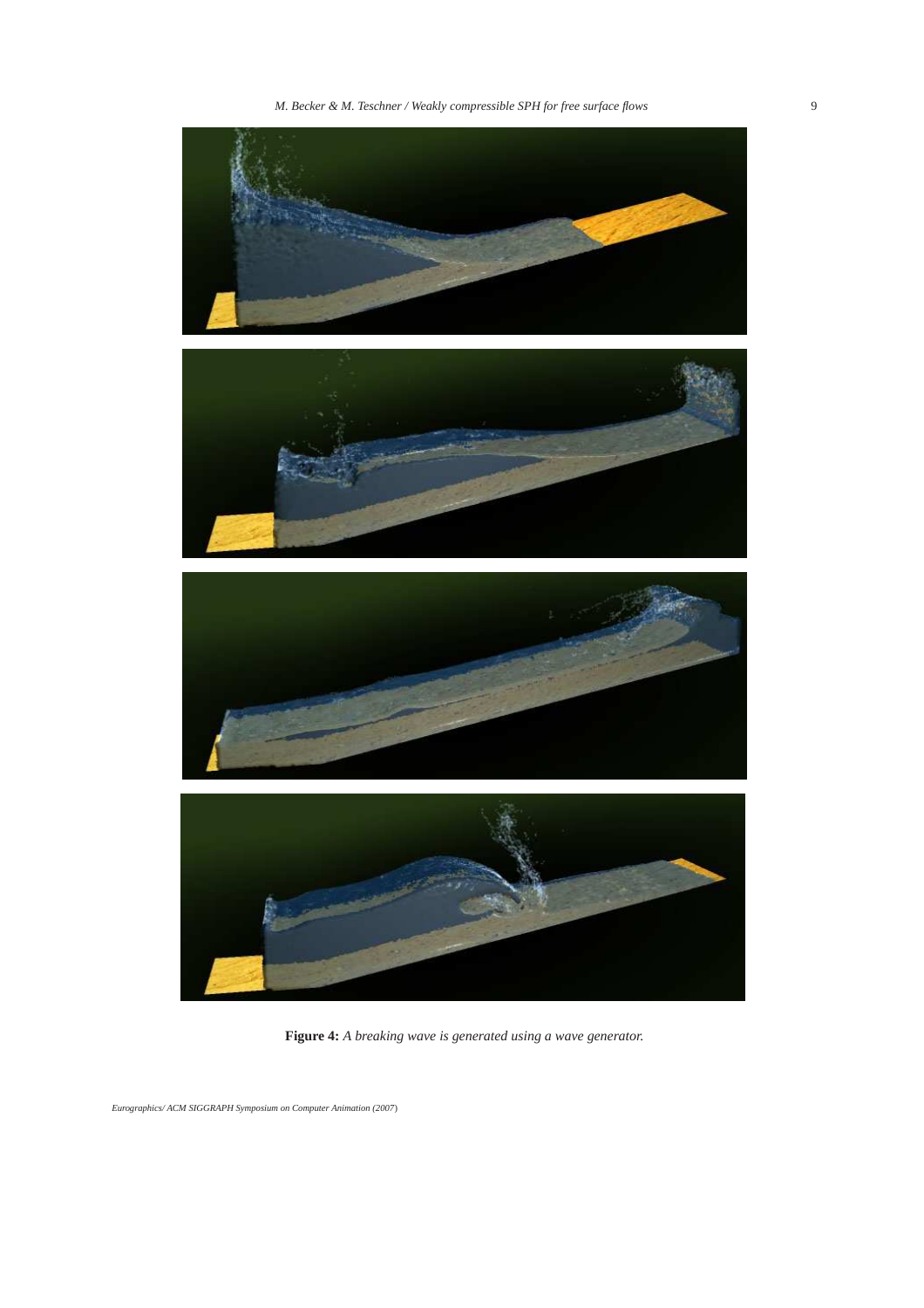**Figure 4:** *A breaking wave is generated using a wave generator.*